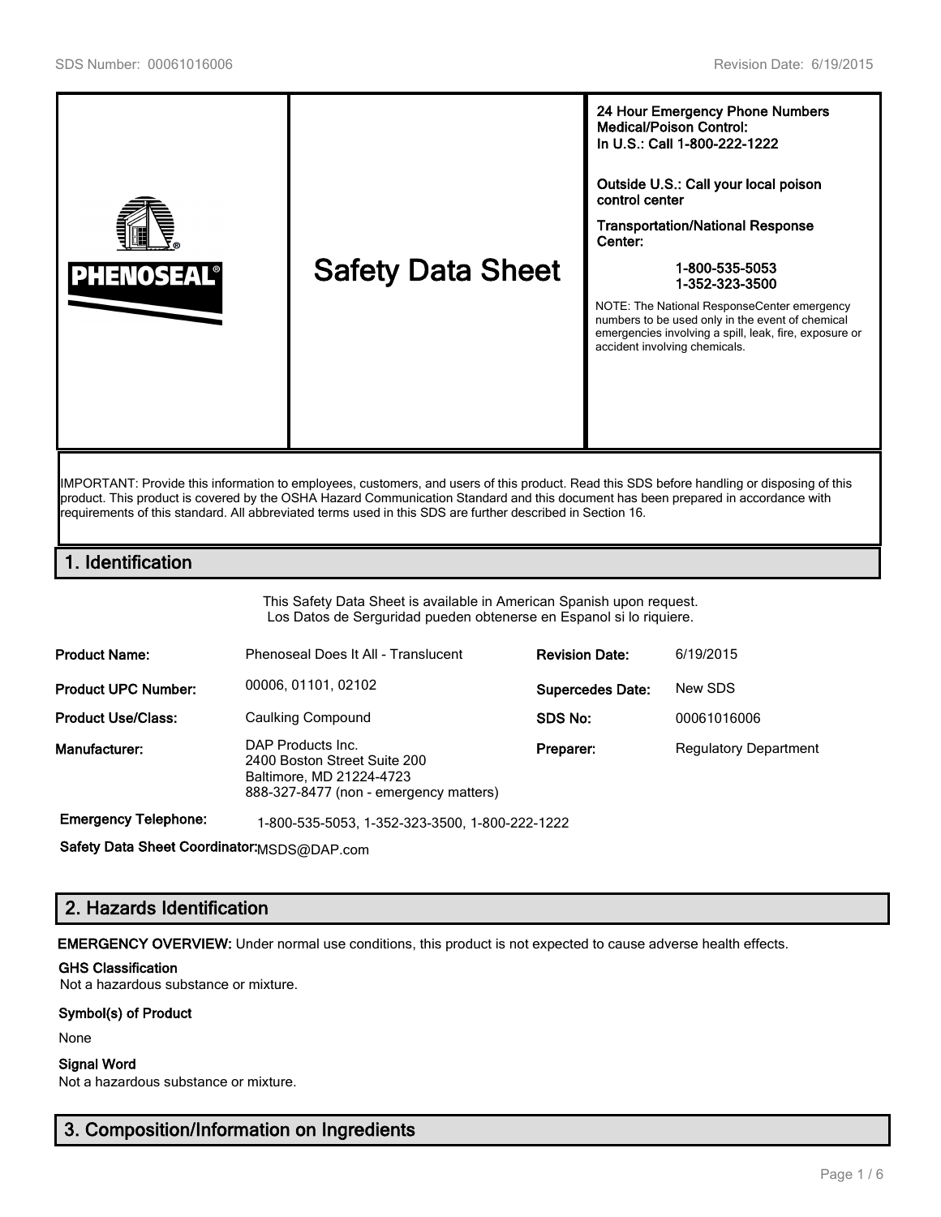| PHENOSEAL® | Safety Data Sheet | **24 Hour Emergency Phone Numbers Medical/Poison Control: In U.S.: Call 1-800-222-1222**<br><br>**Outside U.S.: Call your local poison control center**<br><br>**Transportation/National Response Center:**<br><br>**1-800-535-5053**<br>**1-352-323-3500**<br><br>NOTE: The National ResponseCenter emergency numbers to be used only in the event of chemical emergencies involving a spill, leak, fire, exposure or accident involving chemicals. |
|---|---|---|

IMPORTANT: Provide this information to employees, customers, and users of this product. Read this SDS before handling or disposing of this product. This product is covered by the OSHA Hazard Communication Standard and this document has been prepared in accordance with requirements of this standard. All abbreviated terms used in this SDS are further described in Section 16.

## 1. Identification

This Safety Data Sheet is available in American Spanish upon request.
Los Datos de Serguridad pueden obtenerse en Espanol si lo riquiere.

| | | | |
|---|---|---|---|
| **Product Name:** | Phenoseal Does It All - Translucent | **Revision Date:** | 6/19/2015 |
| **Product UPC Number:** | 00006, 01101, 02102 | **Supercedes Date:** | New SDS |
| **Product Use/Class:** | Caulking Compound | **SDS No:** | 00061016006 |
| **Manufacturer:** | DAP Products Inc.<br>2400 Boston Street Suite 200<br>Baltimore, MD 21224-4723<br>888-327-8477 (non - emergency matters) | **Preparer:** | Regulatory Department |

**Emergency Telephone:** 1-800-535-5053, 1-352-323-3500, 1-800-222-1222

**Safety Data Sheet Coordinator:** MSDS@DAP.com

## 2. Hazards Identification

**EMERGENCY OVERVIEW:** Under normal use conditions, this product is not expected to cause adverse health effects.

**GHS Classification**
Not a hazardous substance or mixture.

**Symbol(s) of Product**

None

**Signal Word**
Not a hazardous substance or mixture.

## 3. Composition/Information on Ingredients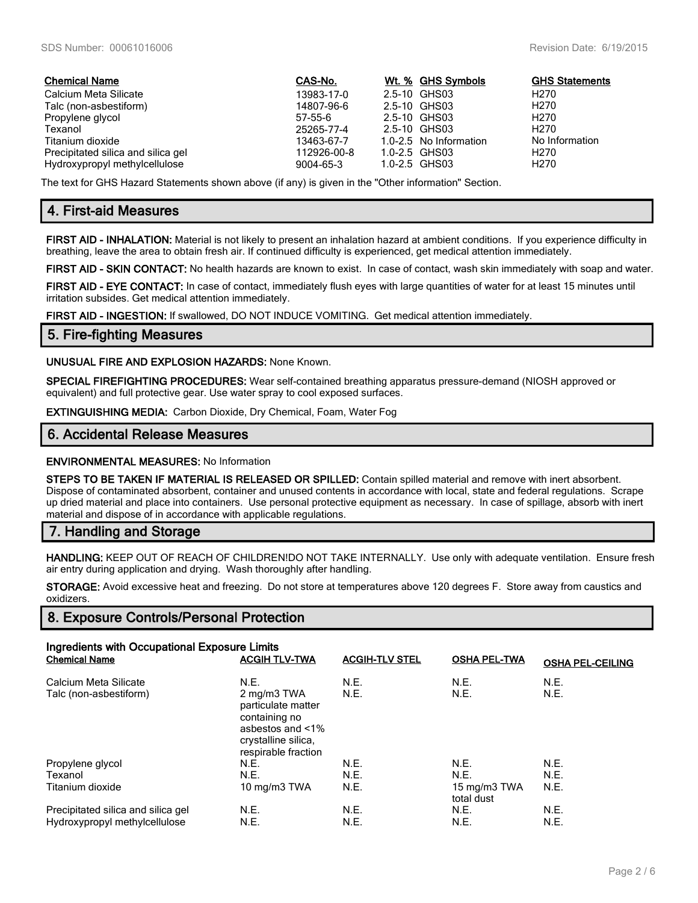| Chemical Name | CAS-No. | Wt. % | GHS Symbols | GHS Statements |
|---|---|---|---|---|
| Calcium Meta Silicate | 13983-17-0 | 2.5-10 | GHS03 | H270 |
| Talc (non-asbestiform) | 14807-96-6 | 2.5-10 | GHS03 | H270 |
| Propylene glycol | 57-55-6 | 2.5-10 | GHS03 | H270 |
| Texanol | 25265-77-4 | 2.5-10 | GHS03 | H270 |
| Titanium dioxide | 13463-67-7 | 1.0-2.5 | No Information | No Information |
| Precipitated silica and silica gel | 112926-00-8 | 1.0-2.5 | GHS03 | H270 |
| Hydroxypropyl methylcellulose | 9004-65-3 | 1.0-2.5 | GHS03 | H270 |

The text for GHS Hazard Statements shown above (if any) is given in the "Other information" Section.

## 4. First-aid Measures

**FIRST AID - INHALATION:** Material is not likely to present an inhalation hazard at ambient conditions. If you experience difficulty in breathing, leave the area to obtain fresh air. If continued difficulty is experienced, get medical attention immediately.

**FIRST AID - SKIN CONTACT:** No health hazards are known to exist. In case of contact, wash skin immediately with soap and water.

**FIRST AID - EYE CONTACT:** In case of contact, immediately flush eyes with large quantities of water for at least 15 minutes until irritation subsides. Get medical attention immediately.

**FIRST AID - INGESTION:** If swallowed, DO NOT INDUCE VOMITING. Get medical attention immediately.

## 5. Fire-fighting Measures

**UNUSUAL FIRE AND EXPLOSION HAZARDS:** None Known.

**SPECIAL FIREFIGHTING PROCEDURES:** Wear self-contained breathing apparatus pressure-demand (NIOSH approved or equivalent) and full protective gear. Use water spray to cool exposed surfaces.

**EXTINGUISHING MEDIA:** Carbon Dioxide, Dry Chemical, Foam, Water Fog

## 6. Accidental Release Measures

**ENVIRONMENTAL MEASURES:** No Information

**STEPS TO BE TAKEN IF MATERIAL IS RELEASED OR SPILLED:** Contain spilled material and remove with inert absorbent. Dispose of contaminated absorbent, container and unused contents in accordance with local, state and federal regulations. Scrape up dried material and place into containers. Use personal protective equipment as necessary. In case of spillage, absorb with inert material and dispose of in accordance with applicable regulations.

## 7. Handling and Storage

**HANDLING:** KEEP OUT OF REACH OF CHILDREN!DO NOT TAKE INTERNALLY. Use only with adequate ventilation. Ensure fresh air entry during application and drying. Wash thoroughly after handling.

**STORAGE:** Avoid excessive heat and freezing. Do not store at temperatures above 120 degrees F. Store away from caustics and oxidizers.

## 8. Exposure Controls/Personal Protection

**Ingredients with Occupational Exposure Limits**

| Chemical Name | ACGIH TLV-TWA | ACGIH-TLV STEL | OSHA PEL-TWA | OSHA PEL-CEILING |
|---|---|---|---|---|
| Calcium Meta Silicate | N.E. | N.E. | N.E. | N.E. |
| Talc (non-asbestiform) | 2 mg/m3 TWA particulate matter containing no asbestos and <1% crystalline silica, respirable fraction | N.E. | N.E. | N.E. |
| Propylene glycol | N.E. | N.E. | N.E. | N.E. |
| Texanol | N.E. | N.E. | N.E. | N.E. |
| Titanium dioxide | 10 mg/m3 TWA | N.E. | 15 mg/m3 TWA total dust | N.E. |
| Precipitated silica and silica gel | N.E. | N.E. | N.E. | N.E. |
| Hydroxypropyl methylcellulose | N.E. | N.E. | N.E. | N.E. |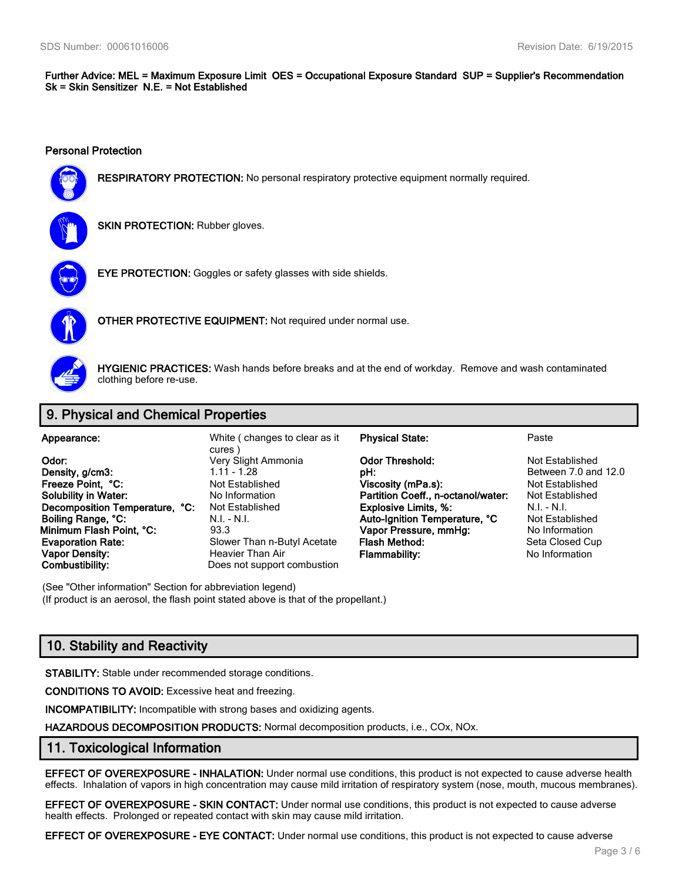**Further Advice:** **MEL = Maximum Exposure Limit OES = Occupational Exposure Standard SUP = Supplier's Recommendation Sk = Skin Sensitizer N.E. = Not Established**

### Personal Protection

**RESPIRATORY PROTECTION:** No personal respiratory protective equipment normally required.

**SKIN PROTECTION:** Rubber gloves.

**EYE PROTECTION:** Goggles or safety glasses with side shields.

**OTHER PROTECTIVE EQUIPMENT:** Not required under normal use.

**HYGIENIC PRACTICES:** Wash hands before breaks and at the end of workday. Remove and wash contaminated clothing before re-use.

## 9. Physical and Chemical Properties

| | | | |
|---|---|---|---|
| **Appearance:** | White ( changes to clear as it cures ) | **Physical State:** | Paste |
| **Odor:** | Very Slight Ammonia | **Odor Threshold:** | Not Established |
| **Density, g/cm3:** | 1.11 - 1.28 | **pH:** | Between 7.0 and 12.0 |
| **Freeze Point, °C:** | Not Established | **Viscosity (mPa.s):** | Not Established |
| **Solubility in Water:** | No Information | **Partition Coeff., n-octanol/water:** | Not Established |
| **Decomposition Temperature, °C:** | Not Established | **Explosive Limits, %:** | N.I. - N.I. |
| **Boiling Range, °C:** | N.I. - N.I. | **Auto-Ignition Temperature, °C** | Not Established |
| **Minimum Flash Point, °C:** | 93.3 | **Vapor Pressure, mmHg:** | No Information |
| **Evaporation Rate:** | Slower Than n-Butyl Acetate | **Flash Method:** | Seta Closed Cup |
| **Vapor Density:** | Heavier Than Air | **Flammability:** | No Information |
| **Combustibility:** | Does not support combustion | | |

(See "Other information" Section for abbreviation legend)
(If product is an aerosol, the flash point stated above is that of the propellant.)

## 10. Stability and Reactivity

**STABILITY:** Stable under recommended storage conditions.

**CONDITIONS TO AVOID:** Excessive heat and freezing.

**INCOMPATIBILITY:** Incompatible with strong bases and oxidizing agents.

**HAZARDOUS DECOMPOSITION PRODUCTS:** Normal decomposition products, i.e., COx, NOx.

## 11. Toxicological Information

**EFFECT OF OVEREXPOSURE - INHALATION:** Under normal use conditions, this product is not expected to cause adverse health effects. Inhalation of vapors in high concentration may cause mild irritation of respiratory system (nose, mouth, mucous membranes).

**EFFECT OF OVEREXPOSURE - SKIN CONTACT:** Under normal use conditions, this product is not expected to cause adverse health effects. Prolonged or repeated contact with skin may cause mild irritation.

**EFFECT OF OVEREXPOSURE - EYE CONTACT:** Under normal use conditions, this product is not expected to cause adverse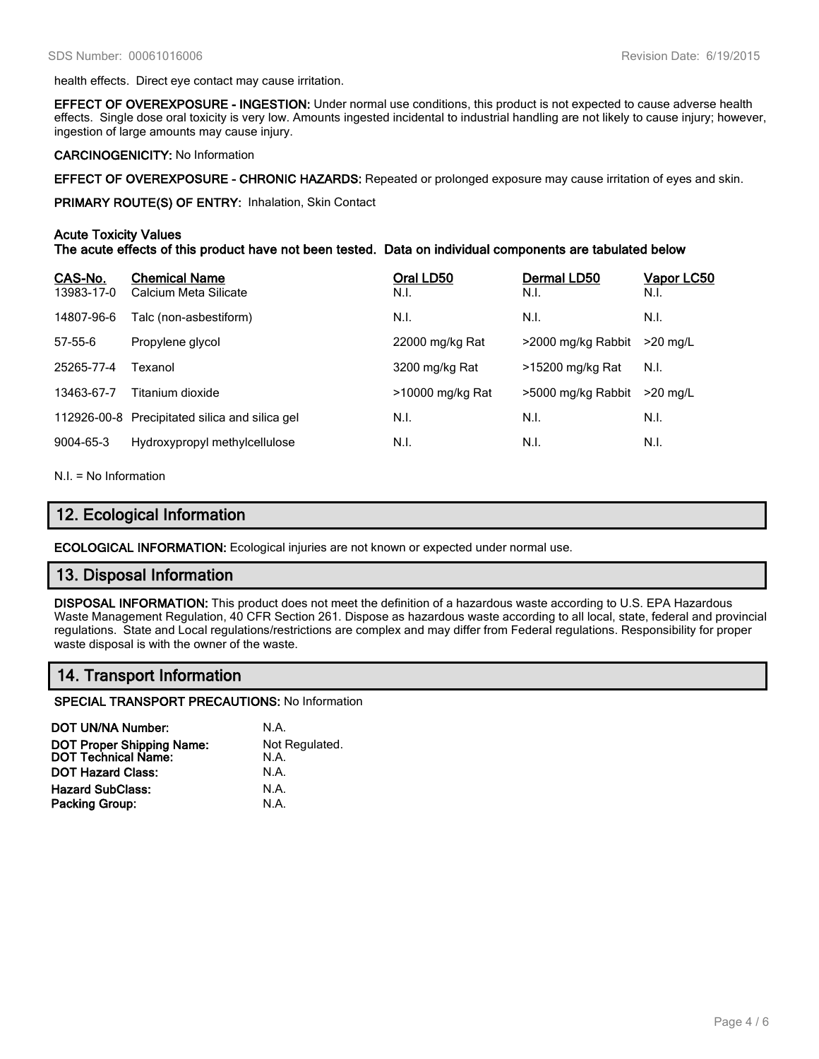health effects. Direct eye contact may cause irritation.

**EFFECT OF OVEREXPOSURE - INGESTION:** Under normal use conditions, this product is not expected to cause adverse health effects. Single dose oral toxicity is very low. Amounts ingested incidental to industrial handling are not likely to cause injury; however, ingestion of large amounts may cause injury.

**CARCINOGENICITY:** No Information

**EFFECT OF OVEREXPOSURE - CHRONIC HAZARDS:** Repeated or prolonged exposure may cause irritation of eyes and skin.

**PRIMARY ROUTE(S) OF ENTRY:** Inhalation, Skin Contact

**Acute Toxicity Values**
**The acute effects of this product have not been tested. Data on individual components are tabulated below**

| CAS-No. | Chemical Name | Oral LD50 | Dermal LD50 | Vapor LC50 |
|---|---|---|---|---|
| 13983-17-0 | Calcium Meta Silicate | N.I. | N.I. | N.I. |
| 14807-96-6 | Talc (non-asbestiform) | N.I. | N.I. | N.I. |
| 57-55-6 | Propylene glycol | 22000 mg/kg Rat | >2000 mg/kg Rabbit | >20 mg/L |
| 25265-77-4 | Texanol | 3200 mg/kg Rat | >15200 mg/kg Rat | N.I. |
| 13463-67-7 | Titanium dioxide | >10000 mg/kg Rat | >5000 mg/kg Rabbit | >20 mg/L |
| 112926-00-8 | Precipitated silica and silica gel | N.I. | N.I. | N.I. |
| 9004-65-3 | Hydroxypropyl methylcellulose | N.I. | N.I. | N.I. |

N.I. = No Information

## 12. Ecological Information

**ECOLOGICAL INFORMATION:** Ecological injuries are not known or expected under normal use.

## 13. Disposal Information

**DISPOSAL INFORMATION:** This product does not meet the definition of a hazardous waste according to U.S. EPA Hazardous Waste Management Regulation, 40 CFR Section 261. Dispose as hazardous waste according to all local, state, federal and provincial regulations. State and Local regulations/restrictions are complex and may differ from Federal regulations. Responsibility for proper waste disposal is with the owner of the waste.

## 14. Transport Information

**SPECIAL TRANSPORT PRECAUTIONS:** No Information

| | |
|---|---|
| **DOT UN/NA Number:** | N.A. |
| **DOT Proper Shipping Name:** | Not Regulated. |
| **DOT Technical Name:** | N.A. |
| **DOT Hazard Class:** | N.A. |
| **Hazard SubClass:** | N.A. |
| **Packing Group:** | N.A. |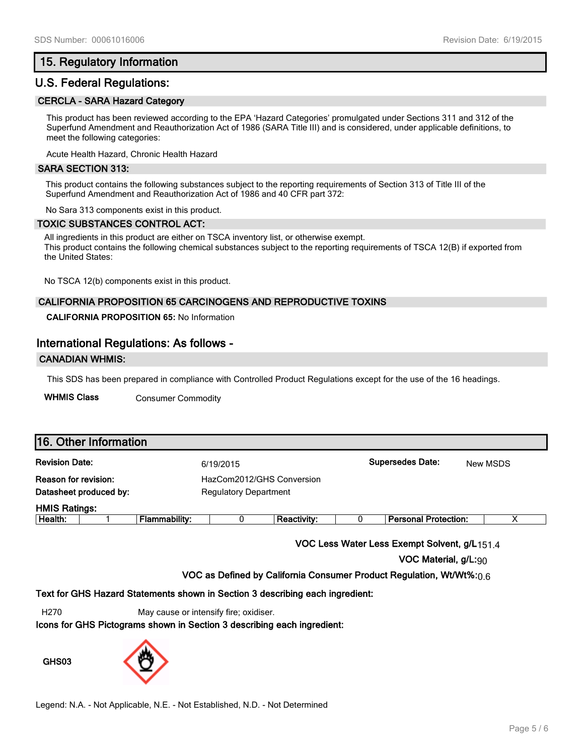## 15. Regulatory Information

## U.S. Federal Regulations:

### CERCLA - SARA Hazard Category

This product has been reviewed according to the EPA 'Hazard Categories' promulgated under Sections 311 and 312 of the Superfund Amendment and Reauthorization Act of 1986 (SARA Title III) and is considered, under applicable definitions, to meet the following categories:

Acute Health Hazard, Chronic Health Hazard

### SARA SECTION 313:

This product contains the following substances subject to the reporting requirements of Section 313 of Title III of the Superfund Amendment and Reauthorization Act of 1986 and 40 CFR part 372:

No Sara 313 components exist in this product.

### TOXIC SUBSTANCES CONTROL ACT:

All ingredients in this product are either on TSCA inventory list, or otherwise exempt.
This product contains the following chemical substances subject to the reporting requirements of TSCA 12(B) if exported from the United States:

No TSCA 12(b) components exist in this product.

### CALIFORNIA PROPOSITION 65 CARCINOGENS AND REPRODUCTIVE TOXINS

**CALIFORNIA PROPOSITION 65:** No Information

## International Regulations: As follows -

### CANADIAN WHMIS:

This SDS has been prepared in compliance with Controlled Product Regulations except for the use of the 16 headings.

**WHMIS Class** Consumer Commodity

## 16. Other Information

**Revision Date:** 6/19/2015 **Supersedes Date:** New MSDS

**Reason for revision:** HazCom2012/GHS Conversion

**Datasheet produced by:** Regulatory Department

**HMIS Ratings:**

| Health: | 1 | Flammability: | 0 | Reactivity: | 0 | Personal Protection: | X |
|---|---|---|---|---|---|---|---|

**VOC Less Water Less Exempt Solvent, g/L** 151.4

**VOC Material, g/L:** 90

**VOC as Defined by California Consumer Product Regulation, Wt/Wt%:** 0.6

**Text for GHS Hazard Statements shown in Section 3 describing each ingredient:**

H270 May cause or intensify fire; oxidiser.

**Icons for GHS Pictograms shown in Section 3 describing each ingredient:**

**GHS03**

Legend: N.A. - Not Applicable, N.E. - Not Established, N.D. - Not Determined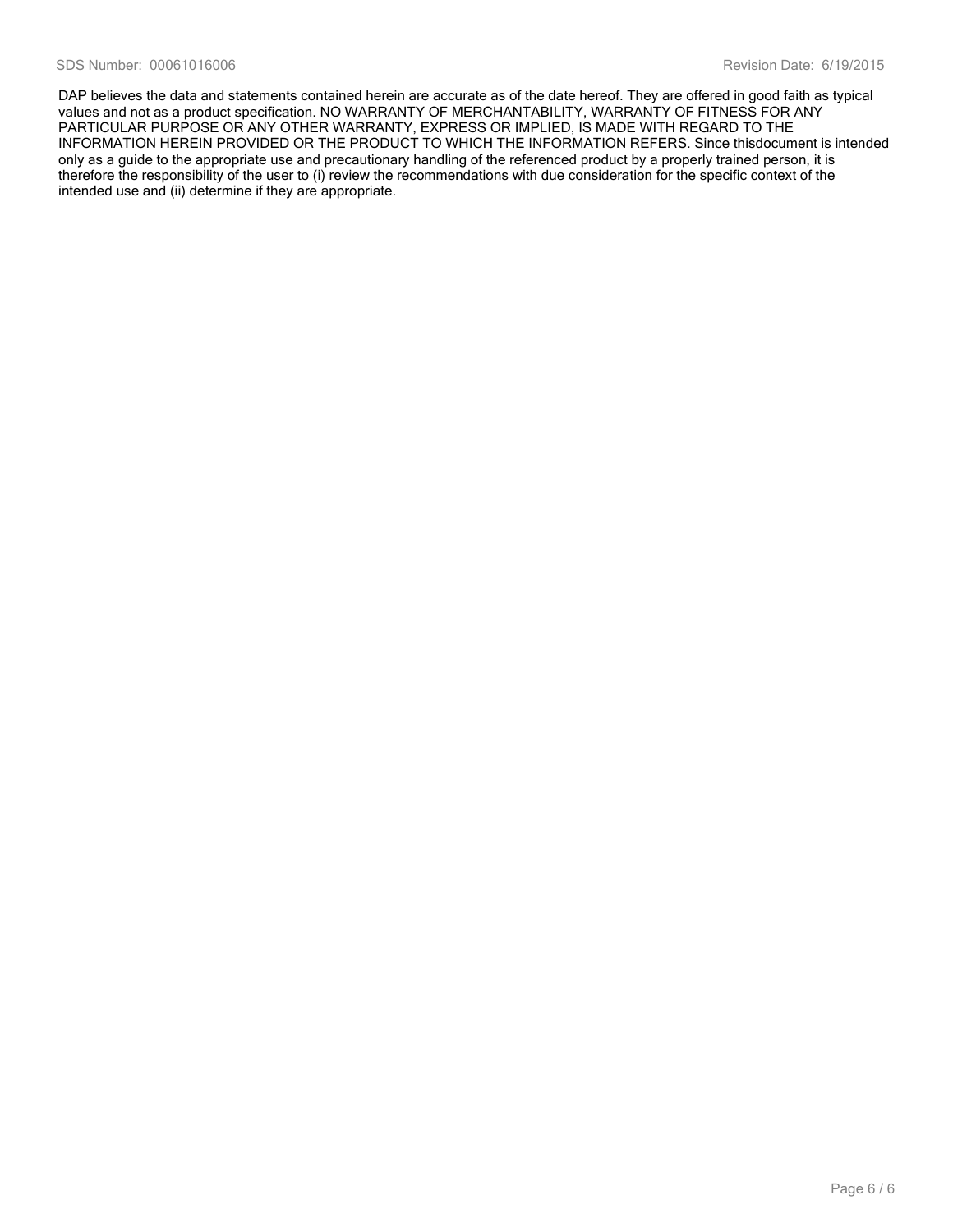DAP believes the data and statements contained herein are accurate as of the date hereof. They are offered in good faith as typical values and not as a product specification. NO WARRANTY OF MERCHANTABILITY, WARRANTY OF FITNESS FOR ANY PARTICULAR PURPOSE OR ANY OTHER WARRANTY, EXPRESS OR IMPLIED, IS MADE WITH REGARD TO THE INFORMATION HEREIN PROVIDED OR THE PRODUCT TO WHICH THE INFORMATION REFERS. Since thisdocument is intended only as a guide to the appropriate use and precautionary handling of the referenced product by a properly trained person, it is therefore the responsibility of the user to (i) review the recommendations with due consideration for the specific context of the intended use and (ii) determine if they are appropriate.